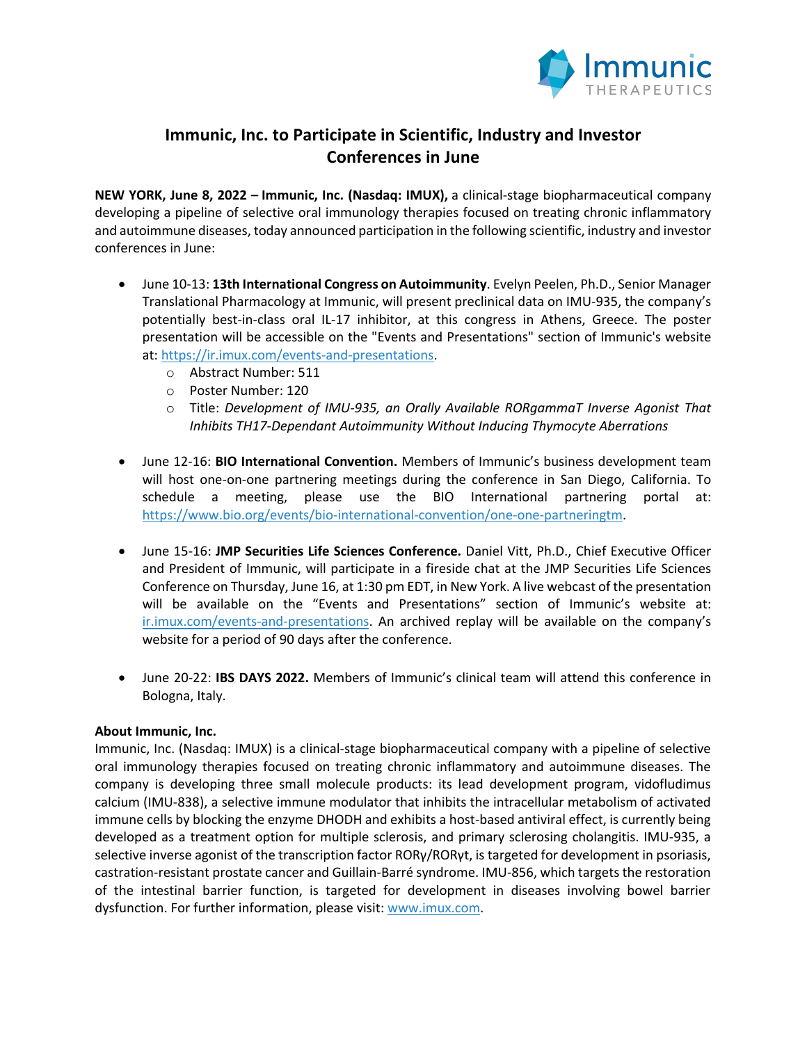# Immunic, Inc. to Participate in Scientific, Industry and Investor Conferences in June

**NEW YORK, June 8, 2022 – Immunic, Inc. (Nasdaq: IMUX),** a clinical-stage biopharmaceutical company developing a pipeline of selective oral immunology therapies focused on treating chronic inflammatory and autoimmune diseases, today announced participation in the following scientific, industry and investor conferences in June:

- June 10-13: **13th International Congress on Autoimmunity**. Evelyn Peelen, Ph.D., Senior Manager Translational Pharmacology at Immunic, will present preclinical data on IMU-935, the company's potentially best-in-class oral IL-17 inhibitor, at this congress in Athens, Greece. The poster presentation will be accessible on the "Events and Presentations" section of Immunic's website at: https://ir.imux.com/events-and-presentations.
  - Abstract Number: 511
  - Poster Number: 120
  - Title: *Development of IMU-935, an Orally Available RORgammaT Inverse Agonist That Inhibits TH17-Dependant Autoimmunity Without Inducing Thymocyte Aberrations*

- June 12-16: **BIO International Convention.** Members of Immunic's business development team will host one-on-one partnering meetings during the conference in San Diego, California. To schedule a meeting, please use the BIO International partnering portal at: https://www.bio.org/events/bio-international-convention/one-one-partneringtm.

- June 15-16: **JMP Securities Life Sciences Conference.** Daniel Vitt, Ph.D., Chief Executive Officer and President of Immunic, will participate in a fireside chat at the JMP Securities Life Sciences Conference on Thursday, June 16, at 1:30 pm EDT, in New York. A live webcast of the presentation will be available on the "Events and Presentations" section of Immunic's website at: ir.imux.com/events-and-presentations. An archived replay will be available on the company's website for a period of 90 days after the conference.

- June 20-22: **IBS DAYS 2022.** Members of Immunic's clinical team will attend this conference in Bologna, Italy.

**About Immunic, Inc.**

Immunic, Inc. (Nasdaq: IMUX) is a clinical-stage biopharmaceutical company with a pipeline of selective oral immunology therapies focused on treating chronic inflammatory and autoimmune diseases. The company is developing three small molecule products: its lead development program, vidofludimus calcium (IMU-838), a selective immune modulator that inhibits the intracellular metabolism of activated immune cells by blocking the enzyme DHODH and exhibits a host-based antiviral effect, is currently being developed as a treatment option for multiple sclerosis, and primary sclerosing cholangitis. IMU-935, a selective inverse agonist of the transcription factor RORγ/RORγt, is targeted for development in psoriasis, castration-resistant prostate cancer and Guillain-Barré syndrome. IMU-856, which targets the restoration of the intestinal barrier function, is targeted for development in diseases involving bowel barrier dysfunction. For further information, please visit: www.imux.com.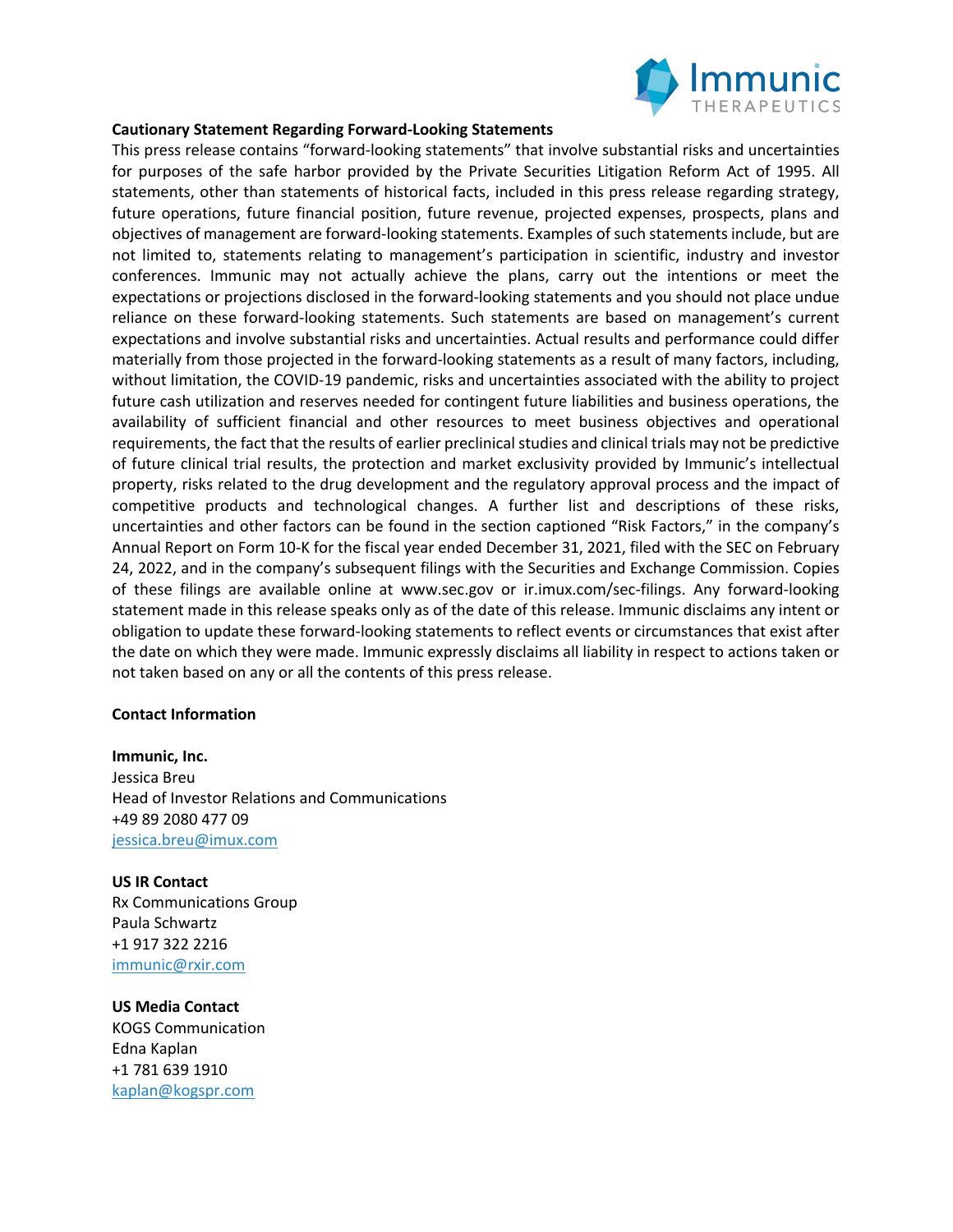**Cautionary Statement Regarding Forward-Looking Statements**

This press release contains "forward-looking statements" that involve substantial risks and uncertainties for purposes of the safe harbor provided by the Private Securities Litigation Reform Act of 1995. All statements, other than statements of historical facts, included in this press release regarding strategy, future operations, future financial position, future revenue, projected expenses, prospects, plans and objectives of management are forward-looking statements. Examples of such statements include, but are not limited to, statements relating to management's participation in scientific, industry and investor conferences. Immunic may not actually achieve the plans, carry out the intentions or meet the expectations or projections disclosed in the forward-looking statements and you should not place undue reliance on these forward-looking statements. Such statements are based on management's current expectations and involve substantial risks and uncertainties. Actual results and performance could differ materially from those projected in the forward-looking statements as a result of many factors, including, without limitation, the COVID-19 pandemic, risks and uncertainties associated with the ability to project future cash utilization and reserves needed for contingent future liabilities and business operations, the availability of sufficient financial and other resources to meet business objectives and operational requirements, the fact that the results of earlier preclinical studies and clinical trials may not be predictive of future clinical trial results, the protection and market exclusivity provided by Immunic's intellectual property, risks related to the drug development and the regulatory approval process and the impact of competitive products and technological changes. A further list and descriptions of these risks, uncertainties and other factors can be found in the section captioned "Risk Factors," in the company's Annual Report on Form 10-K for the fiscal year ended December 31, 2021, filed with the SEC on February 24, 2022, and in the company's subsequent filings with the Securities and Exchange Commission. Copies of these filings are available online at www.sec.gov or ir.imux.com/sec-filings. Any forward-looking statement made in this release speaks only as of the date of this release. Immunic disclaims any intent or obligation to update these forward-looking statements to reflect events or circumstances that exist after the date on which they were made. Immunic expressly disclaims all liability in respect to actions taken or not taken based on any or all the contents of this press release.

**Contact Information**

**Immunic, Inc.**
Jessica Breu
Head of Investor Relations and Communications
+49 89 2080 477 09
jessica.breu@imux.com

**US IR Contact**
Rx Communications Group
Paula Schwartz
+1 917 322 2216
immunic@rxir.com

**US Media Contact**
KOGS Communication
Edna Kaplan
+1 781 639 1910
kaplan@kogspr.com